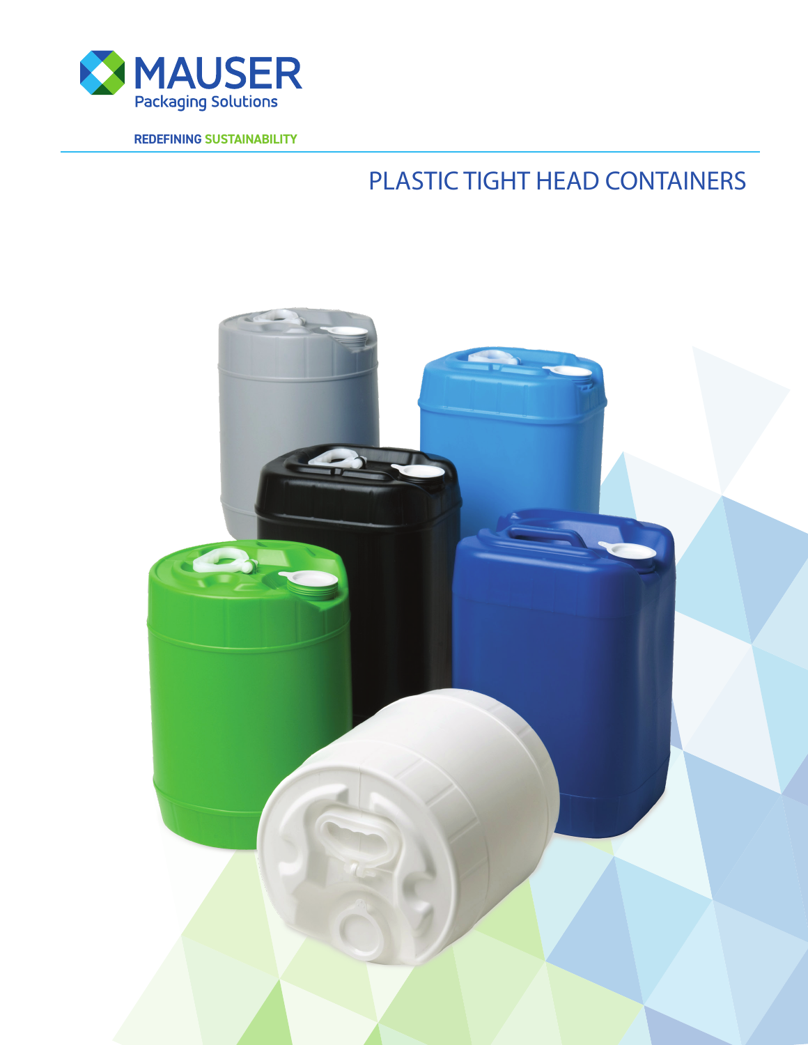MAUSER

Packaging Solutions

**REDEFINING SUSTAINABILITY**

# PLASTIC TIGHT HEAD CONTAINERS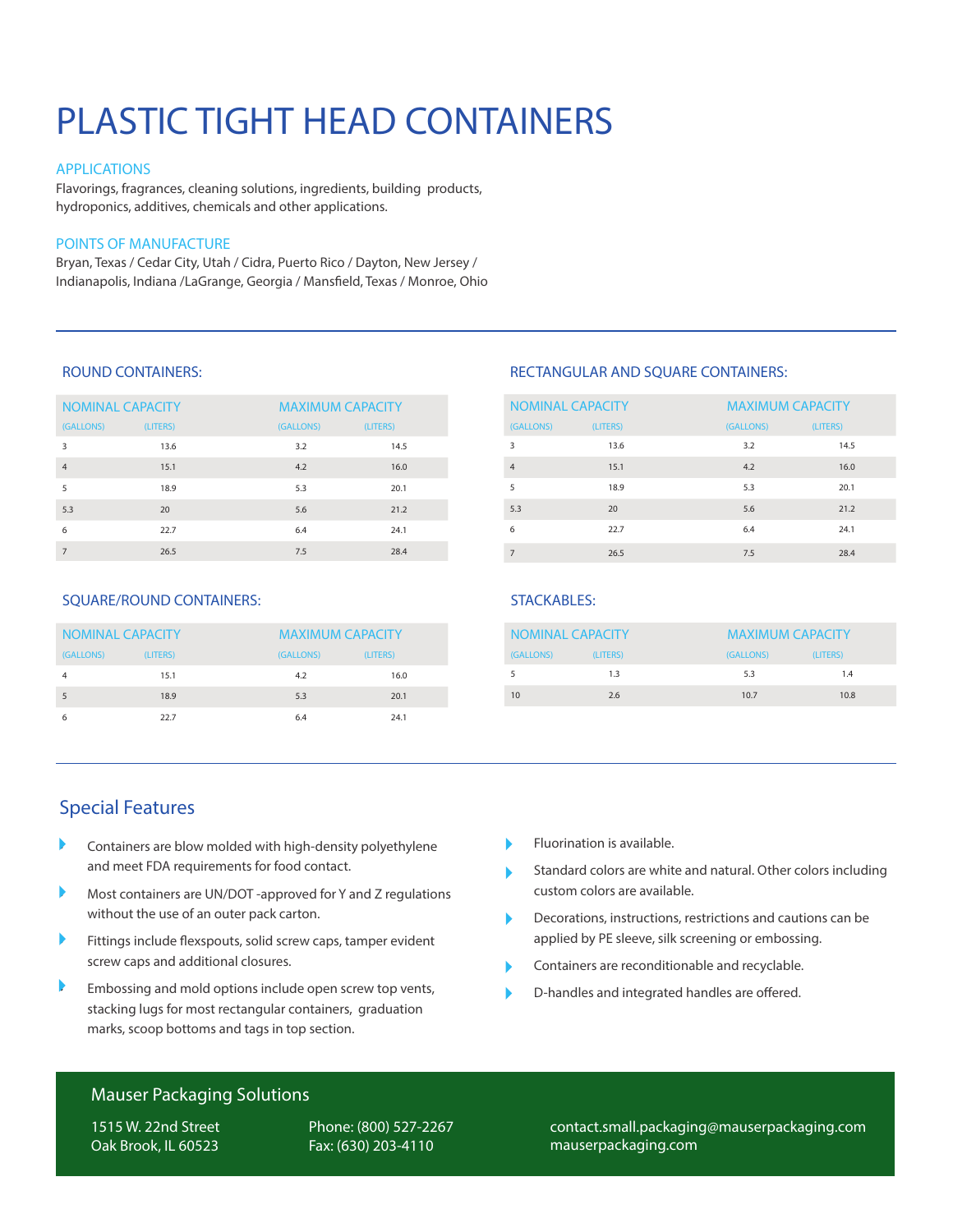// PLASTIC TIGHT HEAD CONTAINERS

# PLASTIC TIGHT HEAD CONTAINERS

### APPLICATIONS

Flavorings, fragrances, cleaning solutions, ingredients, building products, hydroponics, additives, chemicals and other applications.

### POINTS OF MANUFACTURE

Bryan, Texas / Cedar City, Utah / Cidra, Puerto Rico / Dayton, New Jersey / Indianapolis, Indiana /LaGrange, Georgia / Mansfield, Texas / Monroe, Ohio

## ROUND CONTAINERS:

| NOMINAL CAPACITY | | MAXIMUM CAPACITY | |
|---|---|---|---|
| (GALLONS) | (LITERS) | (GALLONS) | (LITERS) |
| 3 | 13.6 | 3.2 | 14.5 |
| 4 | 15.1 | 4.2 | 16.0 |
| 5 | 18.9 | 5.3 | 20.1 |
| 5.3 | 20 | 5.6 | 21.2 |
| 6 | 22.7 | 6.4 | 24.1 |
| 7 | 26.5 | 7.5 | 28.4 |

## SQUARE/ROUND CONTAINERS:

| NOMINAL CAPACITY | | MAXIMUM CAPACITY | |
|---|---|---|---|
| (GALLONS) | (LITERS) | (GALLONS) | (LITERS) |
| 4 | 15.1 | 4.2 | 16.0 |
| 5 | 18.9 | 5.3 | 20.1 |
| 6 | 22.7 | 6.4 | 24.1 |

## RECTANGULAR AND SQUARE CONTAINERS:

| NOMINAL CAPACITY | | MAXIMUM CAPACITY | |
|---|---|---|---|
| (GALLONS) | (LITERS) | (GALLONS) | (LITERS) |
| 3 | 13.6 | 3.2 | 14.5 |
| 4 | 15.1 | 4.2 | 16.0 |
| 5 | 18.9 | 5.3 | 20.1 |
| 5.3 | 20 | 5.6 | 21.2 |
| 6 | 22.7 | 6.4 | 24.1 |
| 7 | 26.5 | 7.5 | 28.4 |

## STACKABLES:

| NOMINAL CAPACITY | | MAXIMUM CAPACITY | |
|---|---|---|---|
| (GALLONS) | (LITERS) | (GALLONS) | (LITERS) |
| 5 | 1.3 | 5.3 | 1.4 |
| 10 | 2.6 | 10.7 | 10.8 |

## Special Features

- Containers are blow molded with high-density polyethylene and meet FDA requirements for food contact.
- Most containers are UN/DOT -approved for Y and Z regulations without the use of an outer pack carton.
- Fittings include flexspouts, solid screw caps, tamper evident screw caps and additional closures.
- Embossing and mold options include open screw top vents, stacking lugs for most rectangular containers, graduation marks, scoop bottoms and tags in top section.
- Fluorination is available.
- Standard colors are white and natural. Other colors including custom colors are available.
- Decorations, instructions, restrictions and cautions can be applied by PE sleeve, silk screening or embossing.
- Containers are reconditionable and recyclable.
- D-handles and integrated handles are offered.

**Mauser Packaging Solutions**

1515 W. 22nd Street
Oak Brook, IL 60523

Phone: (800) 527-2267
Fax: (630) 203-4110

contact.small.packaging@mauserpackaging.com
mauserpackaging.com